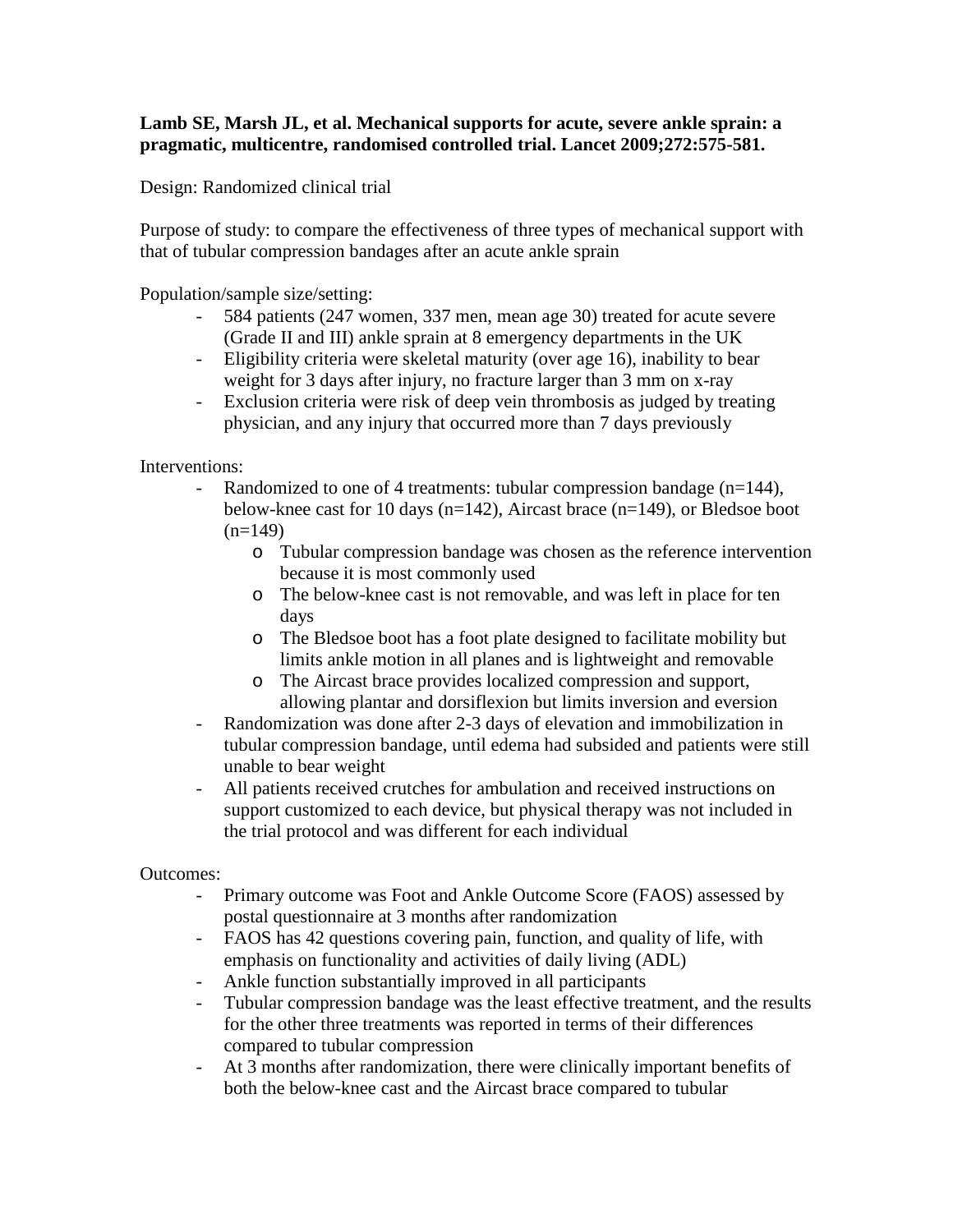**Lamb SE, Marsh JL, et al. Mechanical supports for acute, severe ankle sprain: a pragmatic, multicentre, randomised controlled trial. Lancet 2009;272:575-581.**

Design: Randomized clinical trial

Purpose of study: to compare the effectiveness of three types of mechanical support with that of tubular compression bandages after an acute ankle sprain

Population/sample size/setting:

- 584 patients (247 women, 337 men, mean age 30) treated for acute severe (Grade II and III) ankle sprain at 8 emergency departments in the UK
- Eligibility criteria were skeletal maturity (over age 16), inability to bear weight for 3 days after injury, no fracture larger than 3 mm on x-ray
- Exclusion criteria were risk of deep vein thrombosis as judged by treating physician, and any injury that occurred more than 7 days previously

Interventions:

- Randomized to one of 4 treatments: tubular compression bandage (n=144), below-knee cast for 10 days (n=142), Aircast brace (n=149), or Bledsoe boot (n=149)
  - o Tubular compression bandage was chosen as the reference intervention because it is most commonly used
  - o The below-knee cast is not removable, and was left in place for ten days
  - o The Bledsoe boot has a foot plate designed to facilitate mobility but limits ankle motion in all planes and is lightweight and removable
  - o The Aircast brace provides localized compression and support, allowing plantar and dorsiflexion but limits inversion and eversion
- Randomization was done after 2-3 days of elevation and immobilization in tubular compression bandage, until edema had subsided and patients were still unable to bear weight
- All patients received crutches for ambulation and received instructions on support customized to each device, but physical therapy was not included in the trial protocol and was different for each individual

Outcomes:

- Primary outcome was Foot and Ankle Outcome Score (FAOS) assessed by postal questionnaire at 3 months after randomization
- FAOS has 42 questions covering pain, function, and quality of life, with emphasis on functionality and activities of daily living (ADL)
- Ankle function substantially improved in all participants
- Tubular compression bandage was the least effective treatment, and the results for the other three treatments was reported in terms of their differences compared to tubular compression
- At 3 months after randomization, there were clinically important benefits of both the below-knee cast and the Aircast brace compared to tubular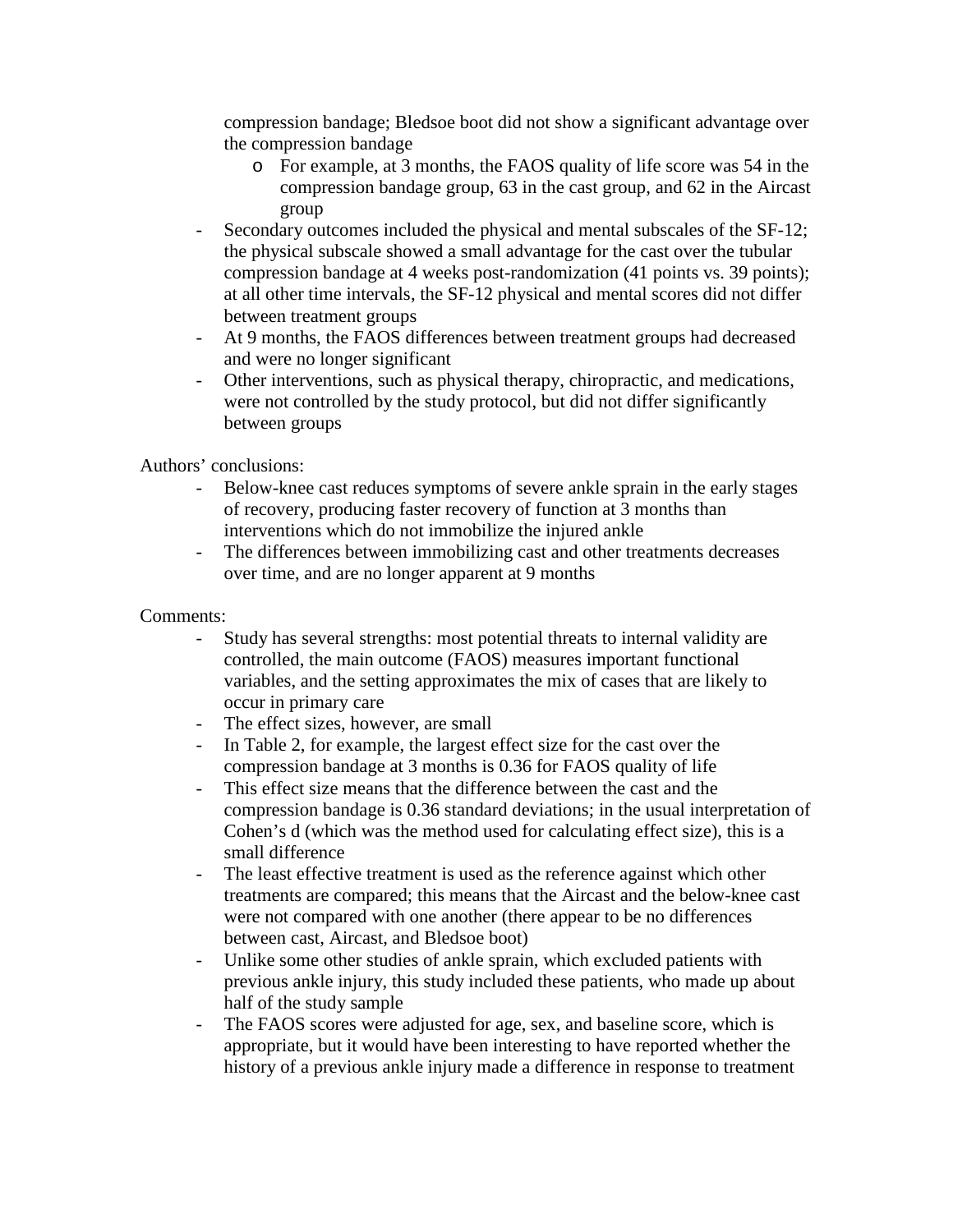compression bandage; Bledsoe boot did not show a significant advantage over the compression bandage

  - For example, at 3 months, the FAOS quality of life score was 54 in the compression bandage group, 63 in the cast group, and 62 in the Aircast group

- Secondary outcomes included the physical and mental subscales of the SF-12; the physical subscale showed a small advantage for the cast over the tubular compression bandage at 4 weeks post-randomization (41 points vs. 39 points); at all other time intervals, the SF-12 physical and mental scores did not differ between treatment groups
- At 9 months, the FAOS differences between treatment groups had decreased and were no longer significant
- Other interventions, such as physical therapy, chiropractic, and medications, were not controlled by the study protocol, but did not differ significantly between groups

Authors' conclusions:

- Below-knee cast reduces symptoms of severe ankle sprain in the early stages of recovery, producing faster recovery of function at 3 months than interventions which do not immobilize the injured ankle
- The differences between immobilizing cast and other treatments decreases over time, and are no longer apparent at 9 months

Comments:

- Study has several strengths: most potential threats to internal validity are controlled, the main outcome (FAOS) measures important functional variables, and the setting approximates the mix of cases that are likely to occur in primary care
- The effect sizes, however, are small
- In Table 2, for example, the largest effect size for the cast over the compression bandage at 3 months is 0.36 for FAOS quality of life
- This effect size means that the difference between the cast and the compression bandage is 0.36 standard deviations; in the usual interpretation of Cohen's d (which was the method used for calculating effect size), this is a small difference
- The least effective treatment is used as the reference against which other treatments are compared; this means that the Aircast and the below-knee cast were not compared with one another (there appear to be no differences between cast, Aircast, and Bledsoe boot)
- Unlike some other studies of ankle sprain, which excluded patients with previous ankle injury, this study included these patients, who made up about half of the study sample
- The FAOS scores were adjusted for age, sex, and baseline score, which is appropriate, but it would have been interesting to have reported whether the history of a previous ankle injury made a difference in response to treatment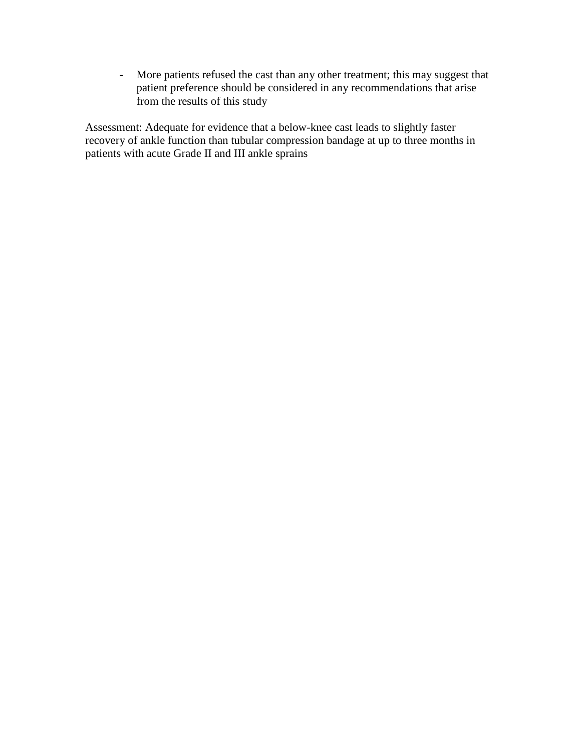- More patients refused the cast than any other treatment; this may suggest that patient preference should be considered in any recommendations that arise from the results of this study

Assessment: Adequate for evidence that a below-knee cast leads to slightly faster recovery of ankle function than tubular compression bandage at up to three months in patients with acute Grade II and III ankle sprains